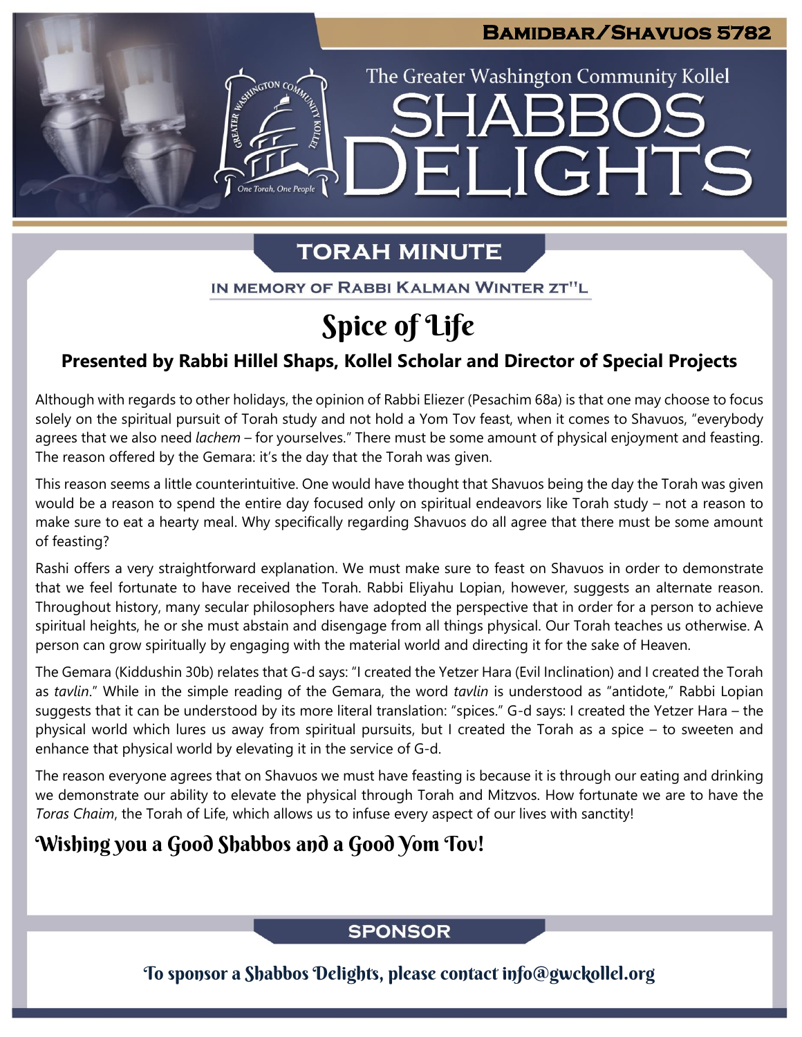**Bamidbar/Shavuos 5782**

The Greater Washington Community Kollel

# Shabbos Delights

## TORAH MINUTE

IN MEMORY OF RABBI KALMAN WINTER ZT"L

# Spice of Life

### Presented by Rabbi Hillel Shaps, Kollel Scholar and Director of Special Projects

Although with regards to other holidays, the opinion of Rabbi Eliezer (Pesachim 68a) is that one may choose to focus solely on the spiritual pursuit of Torah study and not hold a Yom Tov feast, when it comes to Shavuos, "everybody agrees that we also need *lachem* – for yourselves." There must be some amount of physical enjoyment and feasting. The reason offered by the Gemara: it's the day that the Torah was given.

This reason seems a little counterintuitive. One would have thought that Shavuos being the day the Torah was given would be a reason to spend the entire day focused only on spiritual endeavors like Torah study – not a reason to make sure to eat a hearty meal. Why specifically regarding Shavuos do all agree that there must be some amount of feasting?

Rashi offers a very straightforward explanation. We must make sure to feast on Shavuos in order to demonstrate that we feel fortunate to have received the Torah. Rabbi Eliyahu Lopian, however, suggests an alternate reason. Throughout history, many secular philosophers have adopted the perspective that in order for a person to achieve spiritual heights, he or she must abstain and disengage from all things physical. Our Torah teaches us otherwise. A person can grow spiritually by engaging with the material world and directing it for the sake of Heaven.

The Gemara (Kiddushin 30b) relates that G-d says: "I created the Yetzer Hara (Evil Inclination) and I created the Torah as *tavlin*." While in the simple reading of the Gemara, the word *tavlin* is understood as "antidote," Rabbi Lopian suggests that it can be understood by its more literal translation: "spices." G-d says: I created the Yetzer Hara – the physical world which lures us away from spiritual pursuits, but I created the Torah as a spice – to sweeten and enhance that physical world by elevating it in the service of G-d.

The reason everyone agrees that on Shavuos we must have feasting is because it is through our eating and drinking we demonstrate our ability to elevate the physical through Torah and Mitzvos. How fortunate we are to have the *Toras Chaim*, the Torah of Life, which allows us to infuse every aspect of our lives with sanctity!

### Wishing you a Good Shabbos and a Good Yom Tov!

## SPONSOR

To sponsor a Shabbos Delights, please contact info@gwckollel.org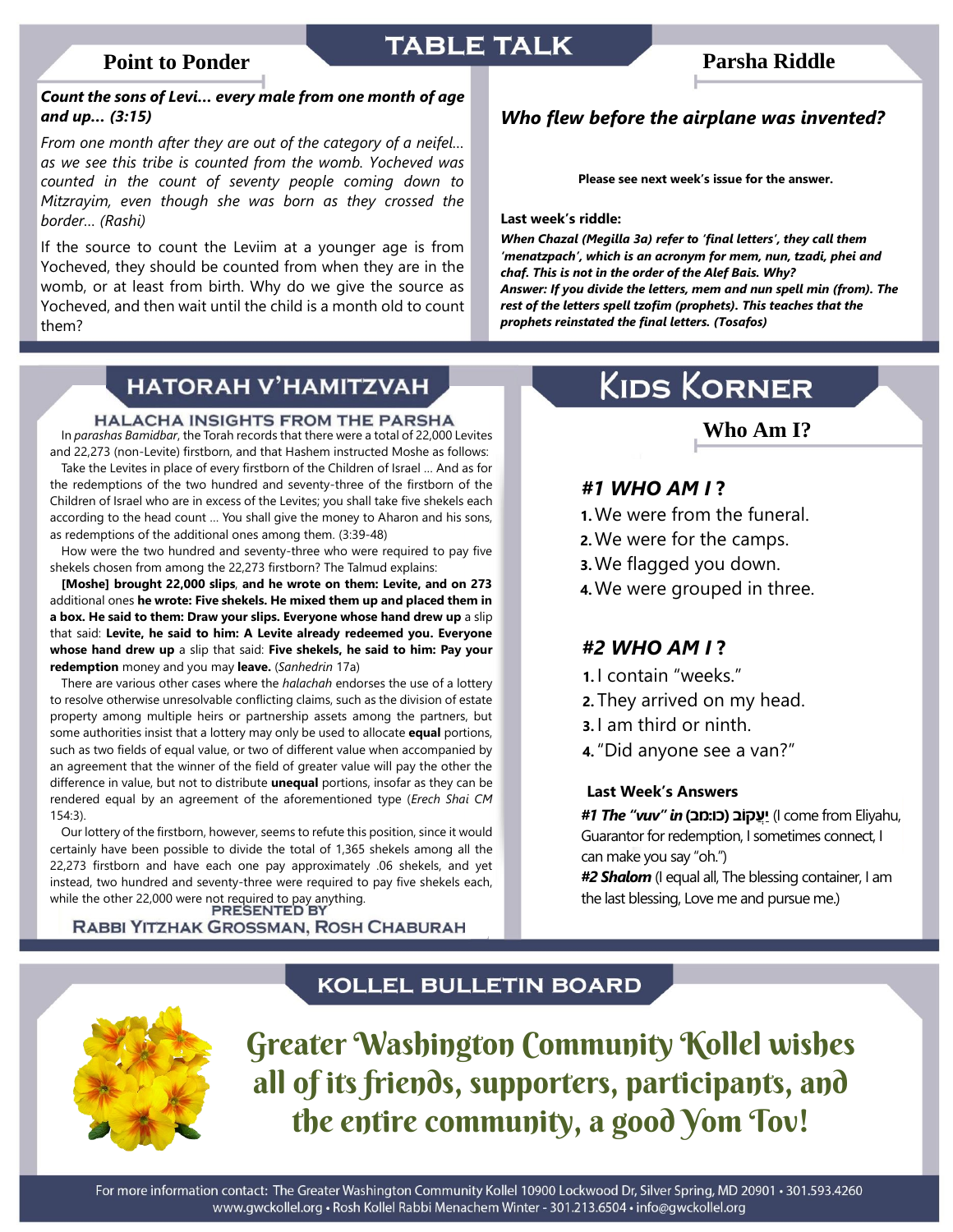# TABLE TALK

## Point to Ponder

***Count the sons of Levi... every male from one month of age and up... (3:15)***

*From one month after they are out of the category of a neifel... as we see this tribe is counted from the womb. Yocheved was counted in the count of seventy people coming down to Mitzrayim, even though she was born as they crossed the border... (Rashi)*

If the source to count the Leviim at a younger age is from Yocheved, they should be counted from when they are in the womb, or at least from birth. Why do we give the source as Yocheved, and then wait until the child is a month old to count them?

## Parsha Riddle

***Who flew before the airplane was invented?***

**Please see next week's issue for the answer.**

**Last week's riddle:**

***When Chazal (Megilla 3a) refer to 'final letters', they call them 'menatzpach', which is an acronym for mem, nun, tzadi, phei and chaf. This is not in the order of the Alef Bais. Why?***

***Answer: If you divide the letters, mem and nun spell min (from). The rest of the letters spell tzofim (prophets). This teaches that the prophets reinstated the final letters. (Tosafos)***

# HATORAH V'HAMITZVAH

## HALACHA INSIGHTS FROM THE PARSHA

In *parashas Bamidbar*, the Torah records that there were a total of 22,000 Levites and 22,273 (non-Levite) firstborn, and that Hashem instructed Moshe as follows:

Take the Levites in place of every firstborn of the Children of Israel … And as for the redemptions of the two hundred and seventy-three of the firstborn of the Children of Israel who are in excess of the Levites; you shall take five shekels each according to the head count … You shall give the money to Aharon and his sons, as redemptions of the additional ones among them. (3:39-48)

How were the two hundred and seventy-three who were required to pay five shekels chosen from among the 22,273 firstborn? The Talmud explains:

**[Moshe] brought 22,000 slips**, **and he wrote on them: Levite, and on 273** additional ones **he wrote: Five shekels. He mixed them up and placed them in a box. He said to them: Draw your slips. Everyone whose hand drew up** a slip that said: **Levite, he said to him: A Levite already redeemed you. Everyone whose hand drew up** a slip that said: **Five shekels, he said to him: Pay your redemption** money and you may **leave.** (*Sanhedrin* 17a)

There are various other cases where the *halachah* endorses the use of a lottery to resolve otherwise unresolvable conflicting claims, such as the division of estate property among multiple heirs or partnership assets among the partners, but some authorities insist that a lottery may only be used to allocate **equal** portions, such as two fields of equal value, or two of different value when accompanied by an agreement that the winner of the field of greater value will pay the other the difference in value, but not to distribute **unequal** portions, insofar as they can be rendered equal by an agreement of the aforementioned type (*Erech Shai CM* 154:3).

Our lottery of the firstborn, however, seems to refute this position, since it would certainly have been possible to divide the total of 1,365 shekels among all the 22,273 firstborn and have each one pay approximately .06 shekels, and yet instead, two hundred and seventy-three were required to pay five shekels each, while the other 22,000 were not required to pay anything.

PRESENTED BY
RABBI YITZHAK GROSSMAN, ROSH CHABURAH

# KIDS KORNER

## Who Am I?

### #1 WHO AM I ?

1. We were from the funeral.
2. We were for the camps.
3. We flagged you down.
4. We were grouped in three.

### #2 WHO AM I ?

1. I contain "weeks."
2. They arrived on my head.
3. I am third or ninth.
4. "Did anyone see a van?"

**Last Week's Answers**

***#1 The "vuv" in* יַעֲקוֹב (כו:מב)** (I come from Eliyahu, Guarantor for redemption, I sometimes connect, I can make you say "oh.")

***#2 Shalom*** (I equal all, The blessing container, I am the last blessing, Love me and pursue me.)

# KOLLEL BULLETIN BOARD

Greater Washington Community Kollel wishes all of its friends, supporters, participants, and the entire community, a good Yom Tov!

For more information contact: The Greater Washington Community Kollel 10900 Lockwood Dr, Silver Spring, MD 20901 • 301.593.4260
www.gwckollel.org • Rosh Kollel Rabbi Menachem Winter - 301.213.6504 • info@gwckollel.org